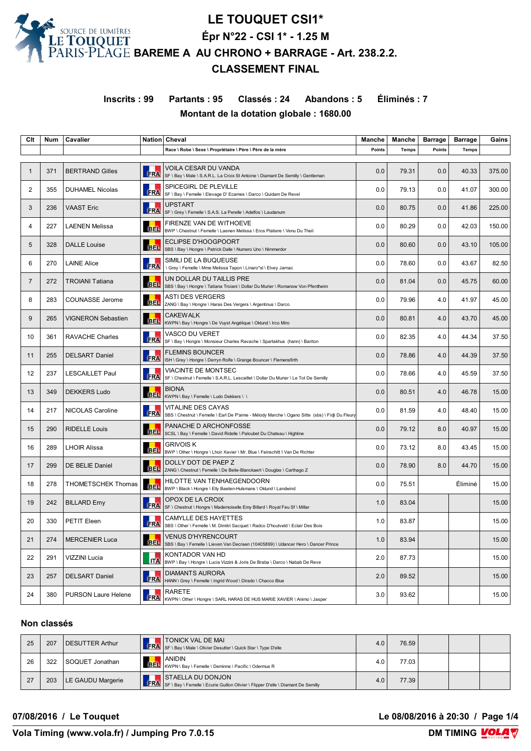# LE TOUQUET CSI1*

## Épr N°22 - CSI 1* - 1.25 M

## BAREME A AU CHRONO + BARRAGE - Art. 238.2.2.

## CLASSEMENT FINAL

**Inscrits : 99  Partants : 95  Classés : 24  Abandons : 5  Éliminés : 7**

**Montant de la dotation globale : 1680.00**

| Clt | Num | Cavalier | Nation | Cheval<br>Race \ Robe \ Sexe \ Propriétaire \ Père \ Père de la mère | Manche<br>Points | Manche<br>Temps | Barrage<br>Points | Barrage<br>Temps | Gains |
|---|---|---|---|---|---|---|---|---|---|
| 1 | 371 | BERTRAND Gilles | FRA | VOILA CESAR DU VANDA<br>SF \ Bay \ Male \ S.A.R.L. La Croix St Antoine \ Diamant De Semilly \ Gentleman | 0.0 | 79.31 | 0.0 | 40.33 | 375.00 |
| 2 | 355 | DUHAMEL Nicolas | FRA | SPICEGIRL DE PLEVILLE<br>SF \ Bay \ Femelle \ Elevage D' Ecames \ Darco \ Quidam De Revel | 0.0 | 79.13 | 0.0 | 41.07 | 300.00 |
| 3 | 236 | VAAST Eric | FRA | UPSTART<br>SF \ Grey \ Femelle \ S.A.S. La Perelle \ Adelfos \ Laudanum | 0.0 | 80.75 | 0.0 | 41.86 | 225.00 |
| 4 | 227 | LAENEN Melissa | BEL | FIRENZE VAN DE WITHOEVE<br>BWP \ Chestnut \ Femelle \ Laenen Melissa \ Eros Platiere \ Venu Du Theil | 0.0 | 80.29 | 0.0 | 42.03 | 150.00 |
| 5 | 328 | DALLE Louise | BEL | ECLIPSE D'HOOGPOORT<br>SBS \ Bay \ Hongre \ Patrick Dalle \ Numero Uno \ Nimmerdor | 0.0 | 80.60 | 0.0 | 43.10 | 105.00 |
| 6 | 270 | LAINE Alice | FRA | SIMILI DE LA BUQUEUSE<br>\ Grey \ Femelle \ Mme Melissa Tapon \ Linaro*sl \ Elvey Jarnac | 0.0 | 78.60 | 0.0 | 43.67 | 82.50 |
| 7 | 272 | TROIANI Tatiana | BEL | UN DOLLAR DU TAILLIS PRE<br>SBS \ Bay \ Hongre \ Tatiana Troiani \ Dollar Du Murier \ Romanow Von Pferdheim | 0.0 | 81.04 | 0.0 | 45.75 | 60.00 |
| 8 | 283 | COUNASSE Jerome | BEL | ASTI DES VERGERS<br>ZANG \ Bay \ Hongre \ Haras Des Vergers \ Argentinus \ Darco | 0.0 | 79.96 | 4.0 | 41.97 | 45.00 |
| 9 | 265 | VIGNERON Sebastien | BEL | CAKEWALK<br>KWPN \ Bay \ Hongre \ De Vuyst Angélique \ Oklund \ Irco Miro | 0.0 | 80.81 | 4.0 | 43.70 | 45.00 |
| 10 | 361 | RAVACHE Charles | FRA | VASCO DU VERET<br>SF \ Bay \ Hongre \ Monsieur Charles Ravache \ Spartakhus (hann) \ Bariton | 0.0 | 82.35 | 4.0 | 44.34 | 37.50 |
| 11 | 255 | DELSART Daniel | FRA | FLEMINS BOUNCER<br>ISH \ Grey \ Hongre \ Derryn Rolfe \ Grange Bouncer \ Flemensfirth | 0.0 | 78.86 | 4.0 | 44.39 | 37.50 |
| 12 | 237 | LESCAILLET Paul | FRA | VIACINTE DE MONTSEC<br>SF \ Chestnut \ Femelle \ S.A.R.L. Lescaillet \ Dollar Du Murier \ Le Tot De Semilly | 0.0 | 78.66 | 4.0 | 45.59 | 37.50 |
| 13 | 349 | DEKKERS Ludo | BEL | BIONA<br>KWPN \ Bay \ Femelle \ Ludo Dekkers \ \ | 0.0 | 80.51 | 4.0 | 46.78 | 15.00 |
| 14 | 217 | NICOLAS Caroline | FRA | VITALINE DES CAYAS<br>SBS \ Chestnut \ Femelle \ Earl De P'aime - Mélody Marche \ Ogano Sitte (sbs) \ Fidji Du Fleury | 0.0 | 81.59 | 4.0 | 48.40 | 15.00 |
| 15 | 290 | RIDELLE Louis | BEL | PANACHE D ARCHONFOSSE<br>SCSL \ Bay \ Femelle \ David Ridelle \ Paloubet Du Chateau \ Highline | 0.0 | 79.12 | 8.0 | 40.97 | 15.00 |
| 16 | 289 | LHOIR Alissa | BEL | GRIVOIS K<br>BWP \ Other \ Hongre \ Lhoir Xavier \ Mr. Blue \ Feinschitt I Van De Richter | 0.0 | 73.12 | 8.0 | 43.45 | 15.00 |
| 17 | 299 | DE BELIE Daniel | BEL | DOLLY DOT DE PAEP Z<br>ZANG \ Chestnut \ Femelle \ De Belie-Blanckaert \ Douglas \ Carthago Z | 0.0 | 78.90 | 8.0 | 44.70 | 15.00 |
| 18 | 278 | THOMETSCHEK Thomas | BEL | HILOTTE VAN TENHAEGENDOORN<br>BWP \ Black \ Hongre \ Elly Baeten-Hulsmans \ Oklund \ Landwind | 0.0 | 75.51 |  | Éliminé | 15.00 |
| 19 | 242 | BILLARD Emy | FRA | OPOX DE LA CROIX<br>SF \ Chestnut \ Hongre \ Mademoiselle Emy Billard \ Royal Feu Sf \ Millar | 1.0 | 83.04 |  |  | 15.00 |
| 20 | 330 | PETIT Eleen | FRA | CAMYLLE DES HAYETTES<br>SBS \ Other \ Femelle \ M. Dimitri Sacquet \ Radco D'houtveld \ Eclair Des Bois | 1.0 | 83.87 |  |  | 15.00 |
| 21 | 274 | MERCENIER Luca | BEL | VENUS D'HYRENCOURT<br>SBS \ Bay \ Femelle \ Lieven Van Decraen (10405899) \ Udancer Hero \ Dancer Prince | 1.0 | 83.94 |  |  | 15.00 |
| 22 | 291 | VIZZINI Lucia | ITA | KONTADOR VAN HD<br>BWP \ Bay \ Hongre \ Lucia Vizzini & Joris De Braba \ Darco \ Nabab De Reve | 2.0 | 87.73 |  |  | 15.00 |
| 23 | 257 | DELSART Daniel | FRA | DIAMANTS AURORA<br>HANN \ Grey \ Femelle \ Ingrid Wood \ Dirado \ Chacco Blue | 2.0 | 89.52 |  |  | 15.00 |
| 24 | 380 | PURSON Laure Helene | FRA | RARETE<br>KWPN \ Other \ Hongre \ SARL HARAS DE HUS MARIE XAVIER \ Animo \ Jasper | 3.0 | 93.62 |  |  | 15.00 |

### Non classés

| Clt | Num | Cavalier | Nation | Cheval | Manche Points | Manche Temps | Barrage Points | Barrage Temps | Gains |
|---|---|---|---|---|---|---|---|---|---|
| 25 | 207 | DESUTTER Arthur | FRA | TONICK VAL DE MAI<br>SF \ Bay \ Male \ Olivier Desutter \ Quick Star \ Type D'elle | 4.0 | 76.59 |  |  |  |
| 26 | 322 | SOQUET Jonathan | BEL | ANIDIN<br>KWPN \ Bay \ Femelle \ Deminne \ Pacific \ Odermus R | 4.0 | 77.03 |  |  |  |
| 27 | 203 | LE GAUDU Margerie | FRA | STAELLA DU DONJON<br>SF \ Bay \ Femelle \ Ecurie Guillon Olivier \ Flipper D'elle \ Diamant De Semilly | 4.0 | 77.39 |  |  |  |

**07/08/2016 / Le Touquet**  **Le 08/08/2016 à 20:30**

**Vola Timing (www.vola.fr) / Jumping Pro 7.0.15**  **DM TIMING**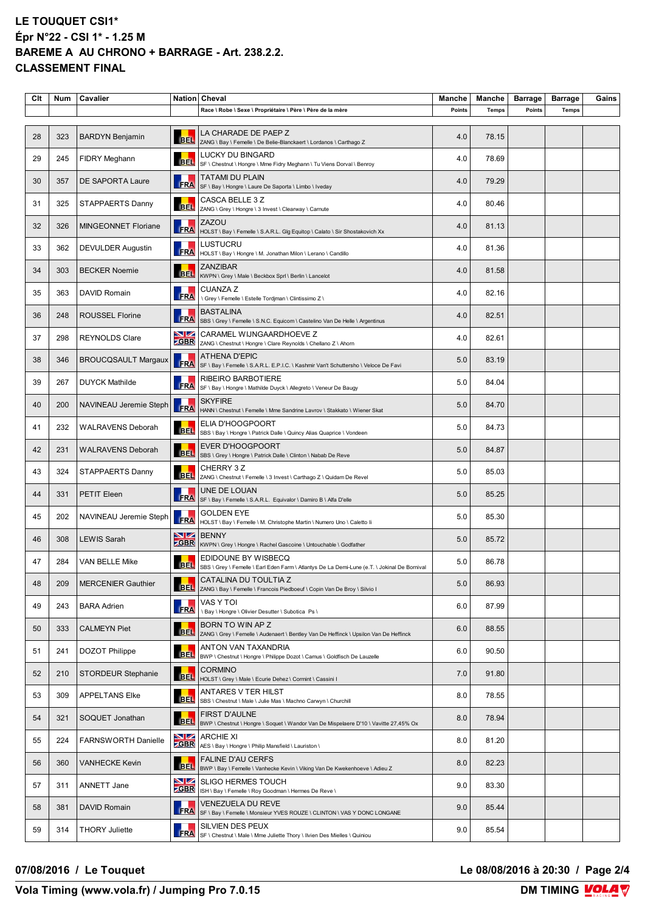# LE TOUQUET CSI1*

## Épr N°22 - CSI 1* - 1.25 M

## BAREME A AU CHRONO + BARRAGE - Art. 238.2.2.

## CLASSEMENT FINAL

| Clt | Num | Cavalier | Nation | Cheval | Manche | Manche | Barrage | Barrage | Gains |
|---|---|---|---|---|---|---|---|---|---|
| | | | | Race \ Robe \ Sexe \ Propriétaire \ Père \ Père de la mère | Points | Temps | Points | Temps | |
| 28 | 323 | BARDYN Benjamin | BEL | LA CHARADE DE PAEP Z<br>ZANG \ Bay \ Femelle \ De Belie-Blanckaert \ Lordanos \ Carthago Z | 4.0 | 78.15 | | | |
| 29 | 245 | FIDRY Meghann | BEL | LUCKY DU BINGARD<br>SF \ Chestnut \ Hongre \ Mme Fidry Meghann \ Tu Viens Dorval \ Benroy | 4.0 | 78.69 | | | |
| 30 | 357 | DE SAPORTA Laure | FRA | TATAMI DU PLAIN<br>SF \ Bay \ Hongre \ Laure De Saporta \ Limbo \ Iveday | 4.0 | 79.29 | | | |
| 31 | 325 | STAPPAERTS Danny | BEL | CASCA BELLE 3 Z<br>ZANG \ Grey \ Hongre \ 3 Invest \ Clearway \ Carnute | 4.0 | 80.46 | | | |
| 32 | 326 | MINGEONNET Floriane | FRA | ZAZOU<br>HOLST \ Bay \ Femelle \ S.A.R.L. Glg Equitop \ Calato \ Sir Shostakovich Xx | 4.0 | 81.13 | | | |
| 33 | 362 | DEVULDER Augustin | FRA | LUSTUCRU<br>HOLST \ Bay \ Hongre \ M. Jonathan Milon \ Lerano \ Candillo | 4.0 | 81.36 | | | |
| 34 | 303 | BECKER Noemie | BEL | ZANZIBAR<br>KWPN \ Grey \ Male \ Beckbox Sprl \ Berlin \ Lancelot | 4.0 | 81.58 | | | |
| 35 | 363 | DAVID Romain | FRA | CUANZA Z<br>\ Grey \ Femelle \ Estelle Tordjman \ Clintissimo Z \ | 4.0 | 82.16 | | | |
| 36 | 248 | ROUSSEL Florine | FRA | BASTALINA<br>SBS \ Grey \ Femelle \ S.N.C. Equicom \ Castelino Van De Helle \ Argentinus | 4.0 | 82.51 | | | |
| 37 | 298 | REYNOLDS Clare | GBR | CARAMEL WIJNGAARDHOEVE Z<br>ZANG \ Chestnut \ Hongre \ Clare Reynolds \ Chellano Z \ Ahorn | 4.0 | 82.61 | | | |
| 38 | 346 | BROUCQSAULT Margaux | FRA | ATHENA D'EPIC<br>SF \ Bay \ Femelle \ S.A.R.L. E.P.I.C. \ Kashmir Van't Schuttersho \ Veloce De Favi | 5.0 | 83.19 | | | |
| 39 | 267 | DUYCK Mathilde | FRA | RIBEIRO BARBOTIERE<br>SF \ Bay \ Hongre \ Mathilde Duyck \ Allegreto \ Veneur De Baugy | 5.0 | 84.04 | | | |
| 40 | 200 | NAVINEAU Jeremie Steph | FRA | SKYFIRE<br>HANN \ Chestnut \ Femelle \ Mme Sandrine Lavrov \ Stakkato \ Wiener Skat | 5.0 | 84.70 | | | |
| 41 | 232 | WALRAVENS Deborah | BEL | ELIA D'HOOGPOORT<br>SBS \ Bay \ Hongre \ Patrick Dalle \ Quincy Alias Quaprice \ Vondeen | 5.0 | 84.73 | | | |
| 42 | 231 | WALRAVENS Deborah | BEL | EVER D'HOOGPOORT<br>SBS \ Grey \ Hongre \ Patrick Dalle \ Clinton \ Nabab De Reve | 5.0 | 84.87 | | | |
| 43 | 324 | STAPPAERTS Danny | BEL | CHERRY 3 Z<br>ZANG \ Chestnut \ Femelle \ 3 Invest \ Carthago Z \ Quidam De Revel | 5.0 | 85.03 | | | |
| 44 | 331 | PETIT Eleen | FRA | UNE DE LOUAN<br>SF \ Bay \ Femelle \ S.A.R.L. Equivalor \ Damiro B \ Alfa D'elle | 5.0 | 85.25 | | | |
| 45 | 202 | NAVINEAU Jeremie Steph | FRA | GOLDEN EYE<br>HOLST \ Bay \ Femelle \ M. Christophe Martin \ Numero Uno \ Caletto Ii | 5.0 | 85.30 | | | |
| 46 | 308 | LEWIS Sarah | GBR | BENNY<br>KWPN \ Grey \ Hongre \ Rachel Gascoine \ Untouchable \ Godfather | 5.0 | 85.72 | | | |
| 47 | 284 | VAN BELLE Mike | BEL | EDIDOUNE BY WISBECQ<br>SBS \ Grey \ Femelle \ Earl Eden Farm \ Atlantys De La Demi-Lune (e.T. \ Jokinal De Bornival | 5.0 | 86.78 | | | |
| 48 | 209 | MERCENIER Gauthier | BEL | CATALINA DU TOULTIA Z<br>ZANG \ Bay \ Femelle \ Francois Piedboeuf \ Copin Van De Broy \ Silvio I | 5.0 | 86.93 | | | |
| 49 | 243 | BARA Adrien | FRA | VAS Y TOI<br>\ Bay \ Hongre \ Olivier Desutter \ Subotica Ps \ | 6.0 | 87.99 | | | |
| 50 | 333 | CALMEYN Piet | BEL | BORN TO WIN AP Z<br>ZANG \ Grey \ Femelle \ Audenaert \ Bentley Van De Heffinck \ Upsilon Van De Heffinck | 6.0 | 88.55 | | | |
| 51 | 241 | DOZOT Philippe | BEL | ANTON VAN TAXANDRIA<br>BWP \ Chestnut \ Hongre \ Philippe Dozot \ Camus \ Goldfisch De Lauzelle | 6.0 | 90.50 | | | |
| 52 | 210 | STORDEUR Stephanie | BEL | CORMINO<br>HOLST \ Grey \ Male \ Ecurie Dehez \ Cormint \ Cassini I | 7.0 | 91.80 | | | |
| 53 | 309 | APPELTANS Elke | BEL | ANTARES V TER HILST<br>SBS \ Chestnut \ Male \ Julie Mas \ Machno Carwyn \ Churchill | 8.0 | 78.55 | | | |
| 54 | 321 | SOQUET Jonathan | BEL | FIRST D'AULNE<br>BWP \ Chestnut \ Hongre \ Soquet \ Wandor Van De Mispelaere D'10 \ Vavitte 27,45% Ox | 8.0 | 78.94 | | | |
| 55 | 224 | FARNSWORTH Danielle | GBR | ARCHIE XI<br>AES \ Bay \ Hongre \ Philip Mansfield \ Lauriston \ | 8.0 | 81.20 | | | |
| 56 | 360 | VANHECKE Kevin | BEL | FALINE D'AU CERFS<br>BWP \ Bay \ Femelle \ Vanhecke Kevin \ Viking Van De Kwekenhoeve \ Adieu Z | 8.0 | 82.23 | | | |
| 57 | 311 | ANNETT Jane | GBR | SLIGO HERMES TOUCH<br>ISH \ Bay \ Femelle \ Roy Goodman \ Hermes De Reve \ | 9.0 | 83.30 | | | |
| 58 | 381 | DAVID Romain | FRA | VENEZUELA DU REVE<br>SF \ Bay \ Femelle \ Monsieur YVES ROUZE \ CLINTON \ VAS Y DONC LONGANE | 9.0 | 85.44 | | | |
| 59 | 314 | THORY Juliette | FRA | SILVIEN DES PEUX<br>SF \ Chestnut \ Male \ Mme Juliette Thory \ Ilvien Des Mielles \ Quiniou | 9.0 | 85.54 | | | |

**07/08/2016 / Le Touquet**

**Le 08/08/2016 à 20:30**

**Vola Timing (www.vola.fr) / Jumping Pro 7.0.15**

**DM TIMING**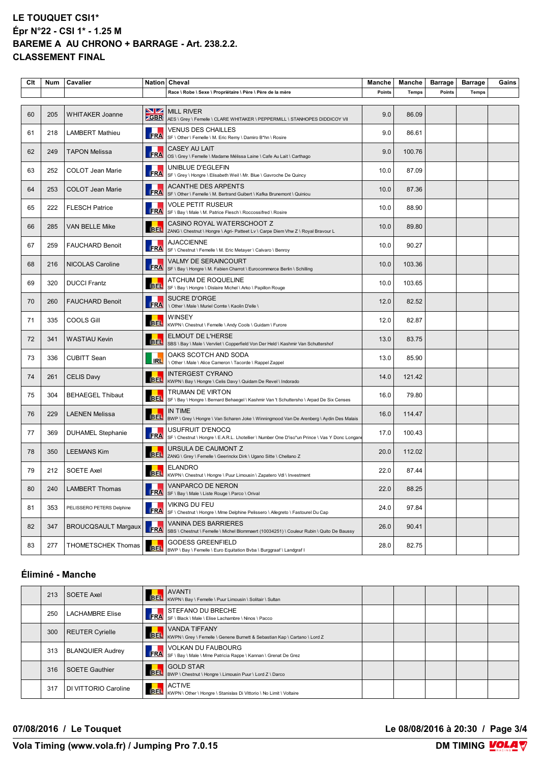# LE TOUQUET CSI1*

## Épr N°22 - CSI 1* - 1.25 M

## BAREME A AU CHRONO + BARRAGE - Art. 238.2.2.

## CLASSEMENT FINAL

| Clt | Num | Cavalier | Nation | Cheval<br>Race \ Robe \ Sexe \ Propriétaire \ Père \ Père de la mère | Manche Points | Manche Temps | Barrage Points | Barrage Temps | Gains |
|---|---|---|---|---|---|---|---|---|---|
| 60 | 205 | WHITAKER Joanne | GBR | MILL RIVER<br>AES \ Grey \ Femelle \ CLARE WHITAKER \ PEPPERMILL \ STANHOPES DIDDICOY VII | 9.0 | 86.09 | | | |
| 61 | 218 | LAMBERT Mathieu | FRA | VENUS DES CHAILLES<br>SF \ Other \ Femelle \ M. Eric Remy \ Damiro B*hn \ Rosire | 9.0 | 86.61 | | | |
| 62 | 249 | TAPON Melissa | FRA | CASEY AU LAIT<br>OS \ Grey \ Femelle \ Madame Mélissa Laine \ Cafe Au Lait \ Carthago | 9.0 | 100.76 | | | |
| 63 | 252 | COLOT Jean Marie | FRA | UNIBLUE D'EGLEFIN<br>SF \ Grey \ Hongre \ Elisabeth Weil \ Mr. Blue \ Gavroche De Quincy | 10.0 | 87.09 | | | |
| 64 | 253 | COLOT Jean Marie | FRA | ACANTHE DES ARPENTS<br>SF \ Other \ Femelle \ M. Bertrand Guibert \ Kafka Brunemont \ Quiniou | 10.0 | 87.36 | | | |
| 65 | 222 | FLESCH Patrice | FRA | VOLE PETIT RUSEUR<br>SF \ Bay \ Male \ M. Patrice Flesch \ Roccossifred \ Rosire | 10.0 | 88.90 | | | |
| 66 | 285 | VAN BELLE Mike | BEL | CASINO ROYAL WATERSCHOOT Z<br>ZANG \ Chestnut \ Hongre \ Agri- Patteet Lv \ Carpe Diem Vhw Z \ Royal Bravour L | 10.0 | 89.80 | | | |
| 67 | 259 | FAUCHARD Benoit | FRA | AJACCIENNE<br>SF \ Chestnut \ Femelle \ M. Eric Metayer \ Calvaro \ Benroy | 10.0 | 90.27 | | | |
| 68 | 216 | NICOLAS Caroline | FRA | VALMY DE SERAINCOURT<br>SF \ Bay \ Hongre \ M. Fabien Charrot \ Eurocommerce Berlin \ Schilling | 10.0 | 103.36 | | | |
| 69 | 320 | DUCCI Frantz | BEL | ATCHUM DE ROQUELINE<br>SF \ Bay \ Hongre \ Dislaire Michel \ Arko \ Papillon Rouge | 10.0 | 103.65 | | | |
| 70 | 260 | FAUCHARD Benoit | FRA | SUCRE D'ORGE<br>\ Other \ Male \ Muriel Comte \ Kaolin D'elle \ | 12.0 | 82.52 | | | |
| 71 | 335 | COOLS Gill | BEL | WINSEY<br>KWPN \ Chestnut \ Femelle \ Andy Cools \ Guidam \ Furore | 12.0 | 82.87 | | | |
| 72 | 341 | WASTIAU Kevin | BEL | ELMOUT DE L'HERSE<br>SBS \ Bay \ Male \ Vervliet \ Copperfield Von Der Held \ Kashmir Van Schuttershof | 13.0 | 83.75 | | | |
| 73 | 336 | CUBITT Sean | IRL | OAKS SCOTCH AND SODA<br>\ Other \ Male \ Alice Cameron \ Tacorde \ Rappel Zappel | 13.0 | 85.90 | | | |
| 74 | 261 | CELIS Davy | BEL | INTERGEST CYRANO<br>KWPN \ Bay \ Hongre \ Celis Davy \ Quidam De Revel \ Indorado | 14.0 | 121.42 | | | |
| 75 | 304 | BEHAEGEL Thibaut | BEL | TRUMAN DE VIRTON<br>SF \ Bay \ Hongre \ Bernard Behaegel \ Kashmir Van 't Schuttersho \ Arpad De Six Censes | 16.0 | 79.80 | | | |
| 76 | 229 | LAENEN Melissa | BEL | IN TIME<br>BWP \ Grey \ Hongre \ Van Scharen Joke \ Winningmood Van De Arenberg \ Aydin Des Malais | 16.0 | 114.47 | | | |
| 77 | 369 | DUHAMEL Stephanie | FRA | USUFRUIT D'ENOCQ<br>SF \ Chestnut \ Hongre \ E.A.R.L. Lhotellier \ Number One D'iso*un Prince \ Vas Y Donc Longane | 17.0 | 100.43 | | | |
| 78 | 350 | LEEMANS Kim | BEL | URSULA DE CAUMONT Z<br>ZANG \ Grey \ Femelle \ Geerinckx Dirk \ Ugano Sitte \ Chellano Z | 20.0 | 112.02 | | | |
| 79 | 212 | SOETE Axel | BEL | ELANDRO<br>KWPN \ Chestnut \ Hongre \ Puur Limousin \ Zapatero Vdl \ Investment | 22.0 | 87.44 | | | |
| 80 | 240 | LAMBERT Thomas | FRA | VANPARCO DE NERON<br>SF \ Bay \ Male \ Liste Rouge \ Parco \ Orival | 22.0 | 88.25 | | | |
| 81 | 353 | PELISSERO PETERS Delphine | FRA | VIKING DU FEU<br>SF \ Chestnut \ Hongre \ Mme Delphine Pelissero \ Allegreto \ Fastourel Du Cap | 24.0 | 97.84 | | | |
| 82 | 347 | BROUCQSAULT Margaux | FRA | VANINA DES BARRIERES<br>SBS \ Chestnut \ Femelle \ Michel Blommaert (10034251) \ Couleur Rubin \ Quito De Baussy | 26.0 | 90.41 | | | |
| 83 | 277 | THOMETSCHEK Thomas | BEL | GODESS GREENFIELD<br>BWP \ Bay \ Femelle \ Euro Equitation Bvba \ Burggraaf \ Landgraf I | 28.0 | 82.75 | | | |

## Éliminé - Manche

| Clt | Num | Cavalier | Nation | Cheval | Manche Points | Manche Temps | Barrage Points | Barrage Temps | Gains |
|---|---|---|---|---|---|---|---|---|---|
| | 213 | SOETE Axel | BEL | AVANTI<br>KWPN \ Bay \ Femelle \ Puur Limousin \ Solitair \ Sultan | | | | | |
| | 250 | LACHAMBRE Elise | FRA | STEFANO DU BRECHE<br>SF \ Black \ Male \ Elise Lachambre \ Ninos \ Pacco | | | | | |
| | 300 | REUTER Cyrielle | BEL | VANDA TIFFANY<br>KWPN \ Grey \ Femelle \ Genene Burnett & Sebastian Kap \ Cartano \ Lord Z | | | | | |
| | 313 | BLANQUIER Audrey | FRA | VOLKAN DU FAUBOURG<br>SF \ Bay \ Male \ Mme Patricia Rappe \ Kannan \ Grenat De Grez | | | | | |
| | 316 | SOETE Gauthier | BEL | GOLD STAR<br>BWP \ Chestnut \ Hongre \ Limousin Puur \ Lord Z \ Darco | | | | | |
| | 317 | DI VITTORIO Caroline | BEL | ACTIVE<br>KWPN \ Other \ Hongre \ Stanislas Di Vittorio \ No Limit \ Voltaire | | | | | |

07/08/2016 / Le Touquet — Le 08/08/2016 à 20:30

Vola Timing (www.vola.fr) / Jumping Pro 7.0.15 — DM TIMING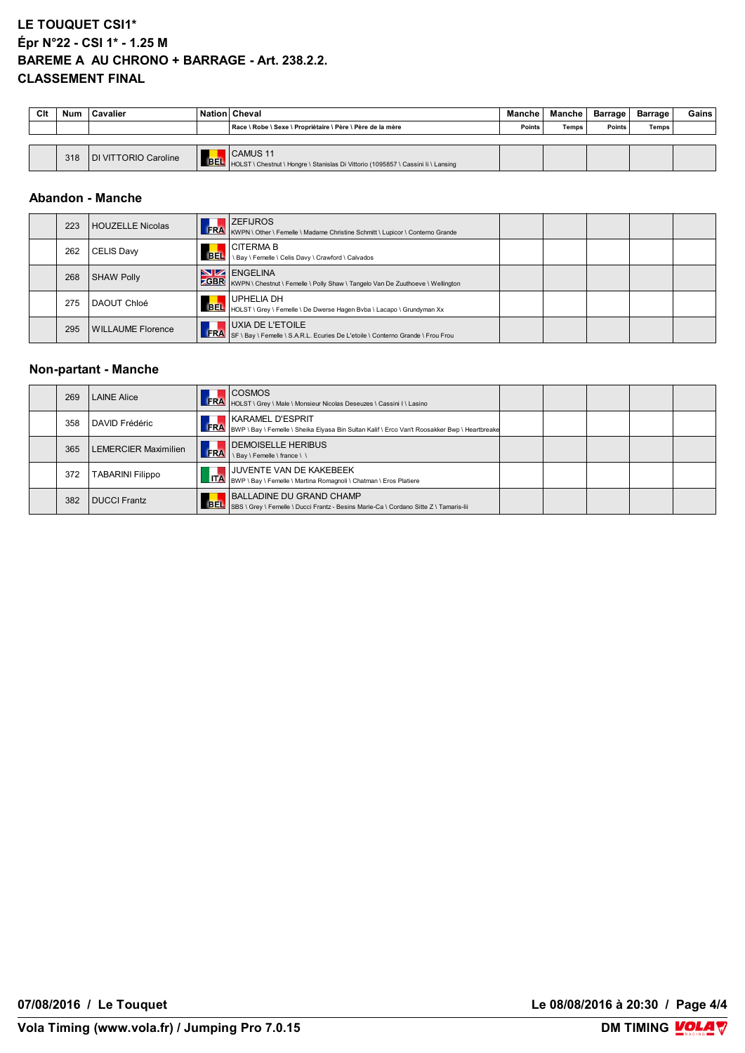# LE TOUQUET CSI1*

## Épr N°22 - CSI 1* - 1.25 M

## BAREME A AU CHRONO + BARRAGE - Art. 238.2.2.

## CLASSEMENT FINAL

| Clt | Num | Cavalier | Nation | Cheval | Manche | Manche | Barrage | Barrage | Gains |
|---|---|---|---|---|---|---|---|---|---|
| | | | | Race \ Robe \ Sexe \ Propriétaire \ Père \ Père de la mère | Points | Temps | Points | Temps | |
| | 318 | DI VITTORIO Caroline | BEL | CAMUS 11<br>HOLST \ Chestnut \ Hongre \ Stanislas Di Vittorio (1095857 \ Cassini Ii \ Lansing | | | | | |

### Abandon - Manche

| Clt | Num | Cavalier | Nation | Cheval | Manche Points | Manche Temps | Barrage Points | Barrage Temps | Gains |
|---|---|---|---|---|---|---|---|---|---|
| | 223 | HOUZELLE Nicolas | FRA | ZEFIJROS<br>KWPN \ Other \ Femelle \ Madame Christine Schmitt \ Lupicor \ Conterno Grande | | | | | |
| | 262 | CELIS Davy | BEL | CITERMA B<br>\ Bay \ Femelle \ Celis Davy \ Crawford \ Calvados | | | | | |
| | 268 | SHAW Polly | GBR | ENGELINA<br>KWPN \ Chestnut \ Femelle \ Polly Shaw \ Tangelo Van De Zuuthoeve \ Wellington | | | | | |
| | 275 | DAOUT Chloé | BEL | UPHELIA DH<br>HOLST \ Grey \ Femelle \ De Dwerse Hagen Bvba \ Lacapo \ Grundyman Xx | | | | | |
| | 295 | WILLAUME Florence | FRA | UXIA DE L'ETOILE<br>SF \ Bay \ Femelle \ S.A.R.L. Ecuries De L'etoile \ Conterno Grande \ Frou Frou | | | | | |

### Non-partant - Manche

| Clt | Num | Cavalier | Nation | Cheval | Manche Points | Manche Temps | Barrage Points | Barrage Temps | Gains |
|---|---|---|---|---|---|---|---|---|---|
| | 269 | LAINE Alice | FRA | COSMOS<br>HOLST \ Grey \ Male \ Monsieur Nicolas Deseuzes \ Cassini I \ Lasino | | | | | |
| | 358 | DAVID Frédéric | FRA | KARAMEL D'ESPRIT<br>BWP \ Bay \ Femelle \ Sheika Elyasa Bin Sultan Kalif \ Erco Van't Roosakker Bwp \ Heartbreake | | | | | |
| | 365 | LEMERCIER Maximilien | FRA | DEMOISELLE HERIBUS<br>\ Bay \ Femelle \ france \ \ | | | | | |
| | 372 | TABARINI Filippo | ITA | JUVENTE VAN DE KAKEBEEK<br>BWP \ Bay \ Femelle \ Martina Romagnoli \ Chatman \ Eros Platiere | | | | | |
| | 382 | DUCCI Frantz | BEL | BALLADINE DU GRAND CHAMP<br>SBS \ Grey \ Femelle \ Ducci Frantz - Besins Marie-Ca \ Cordano Sitte Z \ Tamaris-Iii | | | | | |

07/08/2016 / Le Touquet — Le 08/08/2016 à 20:30

Vola Timing (www.vola.fr) / Jumping Pro 7.0.15 — DM TIMING